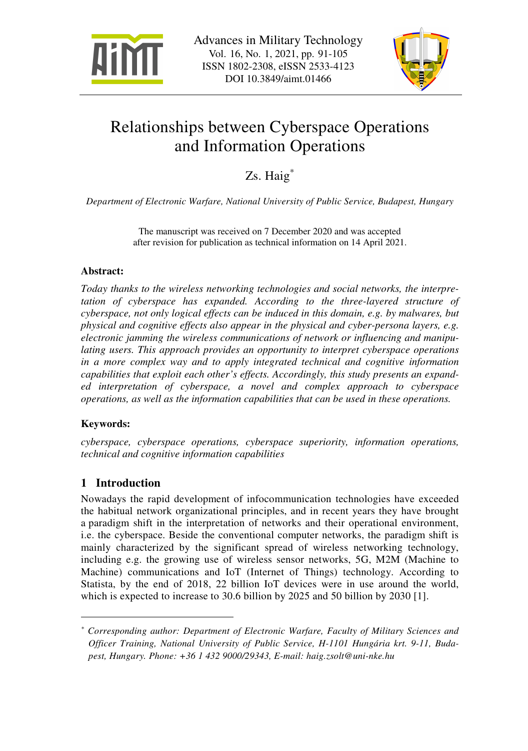# Relationships between Cyberspace Operations and Information Operations

Zs. Haig[*]

*Department of Electronic Warfare, National University of Public Service, Budapest, Hungary*

The manuscript was received on 7 December 2020 and was accepted after revision for publication as technical information on 14 April 2021.

## Abstract:

*Today thanks to the wireless networking technologies and social networks, the interpretation of cyberspace has expanded. According to the three-layered structure of cyberspace, not only logical effects can be induced in this domain, e.g. by malwares, but physical and cognitive effects also appear in the physical and cyber-persona layers, e.g. electronic jamming the wireless communications of network or influencing and manipulating users. This approach provides an opportunity to interpret cyberspace operations in a more complex way and to apply integrated technical and cognitive information capabilities that exploit each other's effects. Accordingly, this study presents an expanded interpretation of cyberspace, a novel and complex approach to cyberspace operations, as well as the information capabilities that can be used in these operations.*

## Keywords:

*cyberspace, cyberspace operations, cyberspace superiority, information operations, technical and cognitive information capabilities*

## 1 Introduction

Nowadays the rapid development of infocommunication technologies have exceeded the habitual network organizational principles, and in recent years they have brought a paradigm shift in the interpretation of networks and their operational environment, i.e. the cyberspace. Beside the conventional computer networks, the paradigm shift is mainly characterized by the significant spread of wireless networking technology, including e.g. the growing use of wireless sensor networks, 5G, M2M (Machine to Machine) communications and IoT (Internet of Things) technology. According to Statista, by the end of 2018, 22 billion IoT devices were in use around the world, which is expected to increase to 30.6 billion by 2025 and 50 billion by 2030 [1].

---

[*] *Corresponding author: Department of Electronic Warfare, Faculty of Military Sciences and Officer Training, National University of Public Service, H-1101 Hungária krt. 9-11, Budapest, Hungary. Phone: +36 1 432 9000/29343, E-mail: haig.zsolt@uni-nke.hu*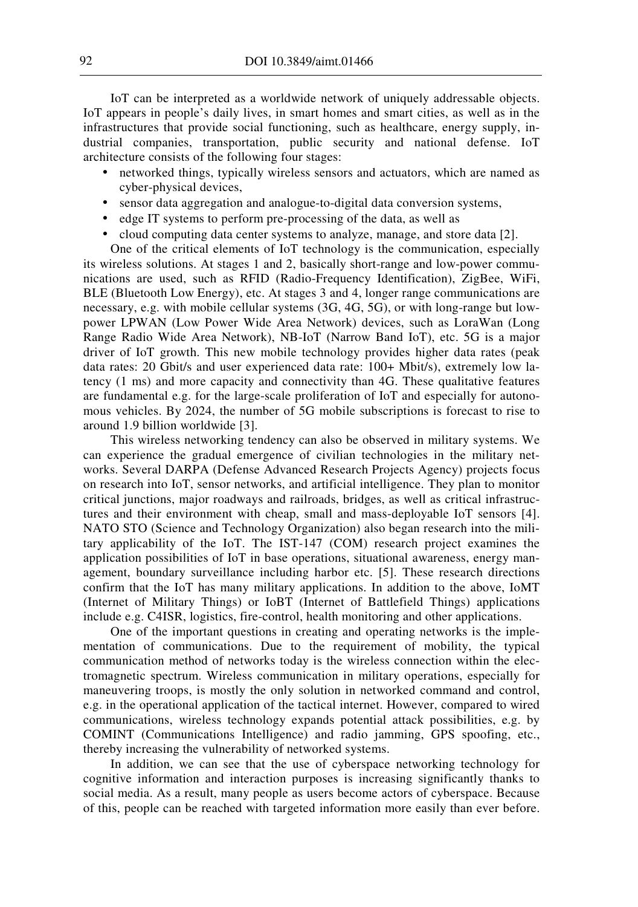IoT can be interpreted as a worldwide network of uniquely addressable objects. IoT appears in people's daily lives, in smart homes and smart cities, as well as in the infrastructures that provide social functioning, such as healthcare, energy supply, industrial companies, transportation, public security and national defense. IoT architecture consists of the following four stages:

- networked things, typically wireless sensors and actuators, which are named as cyber-physical devices,
- sensor data aggregation and analogue-to-digital data conversion systems,
- edge IT systems to perform pre-processing of the data, as well as
- cloud computing data center systems to analyze, manage, and store data [2].

One of the critical elements of IoT technology is the communication, especially its wireless solutions. At stages 1 and 2, basically short-range and low-power communications are used, such as RFID (Radio-Frequency Identification), ZigBee, WiFi, BLE (Bluetooth Low Energy), etc. At stages 3 and 4, longer range communications are necessary, e.g. with mobile cellular systems (3G, 4G, 5G), or with long-range but low-power LPWAN (Low Power Wide Area Network) devices, such as LoraWan (Long Range Radio Wide Area Network), NB-IoT (Narrow Band IoT), etc. 5G is a major driver of IoT growth. This new mobile technology provides higher data rates (peak data rates: 20 Gbit/s and user experienced data rate: 100+ Mbit/s), extremely low latency (1 ms) and more capacity and connectivity than 4G. These qualitative features are fundamental e.g. for the large-scale proliferation of IoT and especially for autonomous vehicles. By 2024, the number of 5G mobile subscriptions is forecast to rise to around 1.9 billion worldwide [3].

This wireless networking tendency can also be observed in military systems. We can experience the gradual emergence of civilian technologies in the military networks. Several DARPA (Defense Advanced Research Projects Agency) projects focus on research into IoT, sensor networks, and artificial intelligence. They plan to monitor critical junctions, major roadways and railroads, bridges, as well as critical infrastructures and their environment with cheap, small and mass-deployable IoT sensors [4]. NATO STO (Science and Technology Organization) also began research into the military applicability of the IoT. The IST-147 (COM) research project examines the application possibilities of IoT in base operations, situational awareness, energy management, boundary surveillance including harbor etc. [5]. These research directions confirm that the IoT has many military applications. In addition to the above, IoMT (Internet of Military Things) or IoBT (Internet of Battlefield Things) applications include e.g. C4ISR, logistics, fire-control, health monitoring and other applications.

One of the important questions in creating and operating networks is the implementation of communications. Due to the requirement of mobility, the typical communication method of networks today is the wireless connection within the electromagnetic spectrum. Wireless communication in military operations, especially for maneuvering troops, is mostly the only solution in networked command and control, e.g. in the operational application of the tactical internet. However, compared to wired communications, wireless technology expands potential attack possibilities, e.g. by COMINT (Communications Intelligence) and radio jamming, GPS spoofing, etc., thereby increasing the vulnerability of networked systems.

In addition, we can see that the use of cyberspace networking technology for cognitive information and interaction purposes is increasing significantly thanks to social media. As a result, many people as users become actors of cyberspace. Because of this, people can be reached with targeted information more easily than ever before.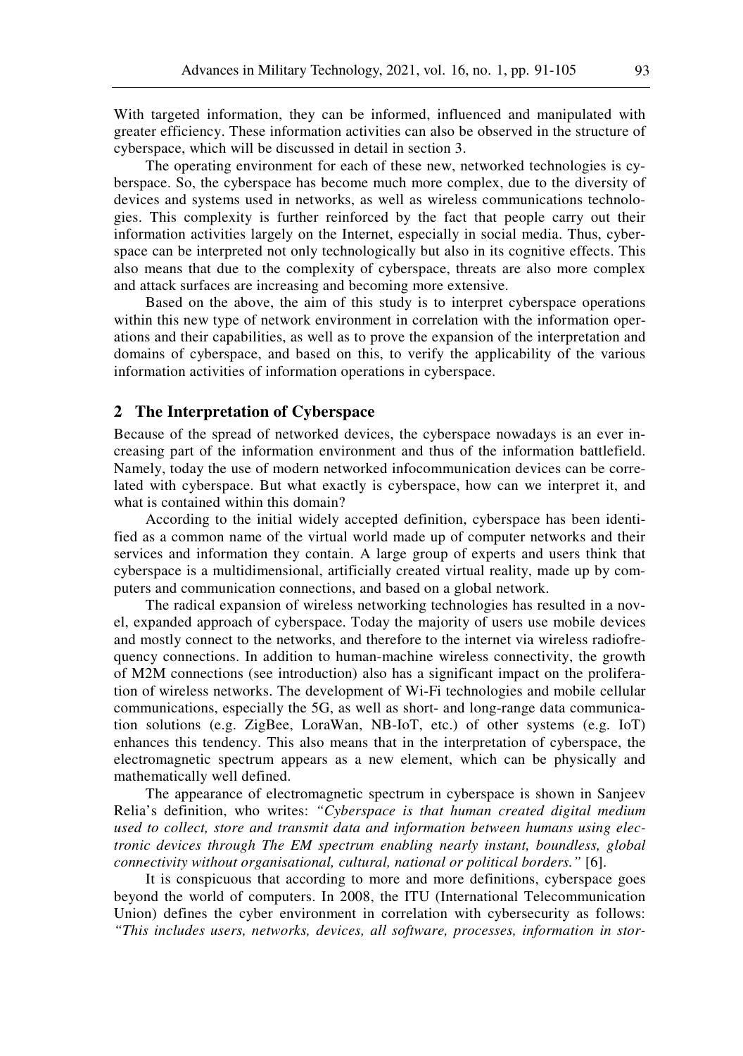With targeted information, they can be informed, influenced and manipulated with greater efficiency. These information activities can also be observed in the structure of cyberspace, which will be discussed in detail in section 3.

The operating environment for each of these new, networked technologies is cyberspace. So, the cyberspace has become much more complex, due to the diversity of devices and systems used in networks, as well as wireless communications technologies. This complexity is further reinforced by the fact that people carry out their information activities largely on the Internet, especially in social media. Thus, cyberspace can be interpreted not only technologically but also in its cognitive effects. This also means that due to the complexity of cyberspace, threats are also more complex and attack surfaces are increasing and becoming more extensive.

Based on the above, the aim of this study is to interpret cyberspace operations within this new type of network environment in correlation with the information operations and their capabilities, as well as to prove the expansion of the interpretation and domains of cyberspace, and based on this, to verify the applicability of the various information activities of information operations in cyberspace.

## 2 The Interpretation of Cyberspace

Because of the spread of networked devices, the cyberspace nowadays is an ever increasing part of the information environment and thus of the information battlefield. Namely, today the use of modern networked infocommunication devices can be correlated with cyberspace. But what exactly is cyberspace, how can we interpret it, and what is contained within this domain?

According to the initial widely accepted definition, cyberspace has been identified as a common name of the virtual world made up of computer networks and their services and information they contain. A large group of experts and users think that cyberspace is a multidimensional, artificially created virtual reality, made up by computers and communication connections, and based on a global network.

The radical expansion of wireless networking technologies has resulted in a novel, expanded approach of cyberspace. Today the majority of users use mobile devices and mostly connect to the networks, and therefore to the internet via wireless radiofrequency connections. In addition to human-machine wireless connectivity, the growth of M2M connections (see introduction) also has a significant impact on the proliferation of wireless networks. The development of Wi-Fi technologies and mobile cellular communications, especially the 5G, as well as short- and long-range data communication solutions (e.g. ZigBee, LoraWan, NB-IoT, etc.) of other systems (e.g. IoT) enhances this tendency. This also means that in the interpretation of cyberspace, the electromagnetic spectrum appears as a new element, which can be physically and mathematically well defined.

The appearance of electromagnetic spectrum in cyberspace is shown in Sanjeev Relia's definition, who writes: *"Cyberspace is that human created digital medium used to collect, store and transmit data and information between humans using electronic devices through The EM spectrum enabling nearly instant, boundless, global connectivity without organisational, cultural, national or political borders."* [6].

It is conspicuous that according to more and more definitions, cyberspace goes beyond the world of computers. In 2008, the ITU (International Telecommunication Union) defines the cyber environment in correlation with cybersecurity as follows: *"This includes users, networks, devices, all software, processes, information in stor-*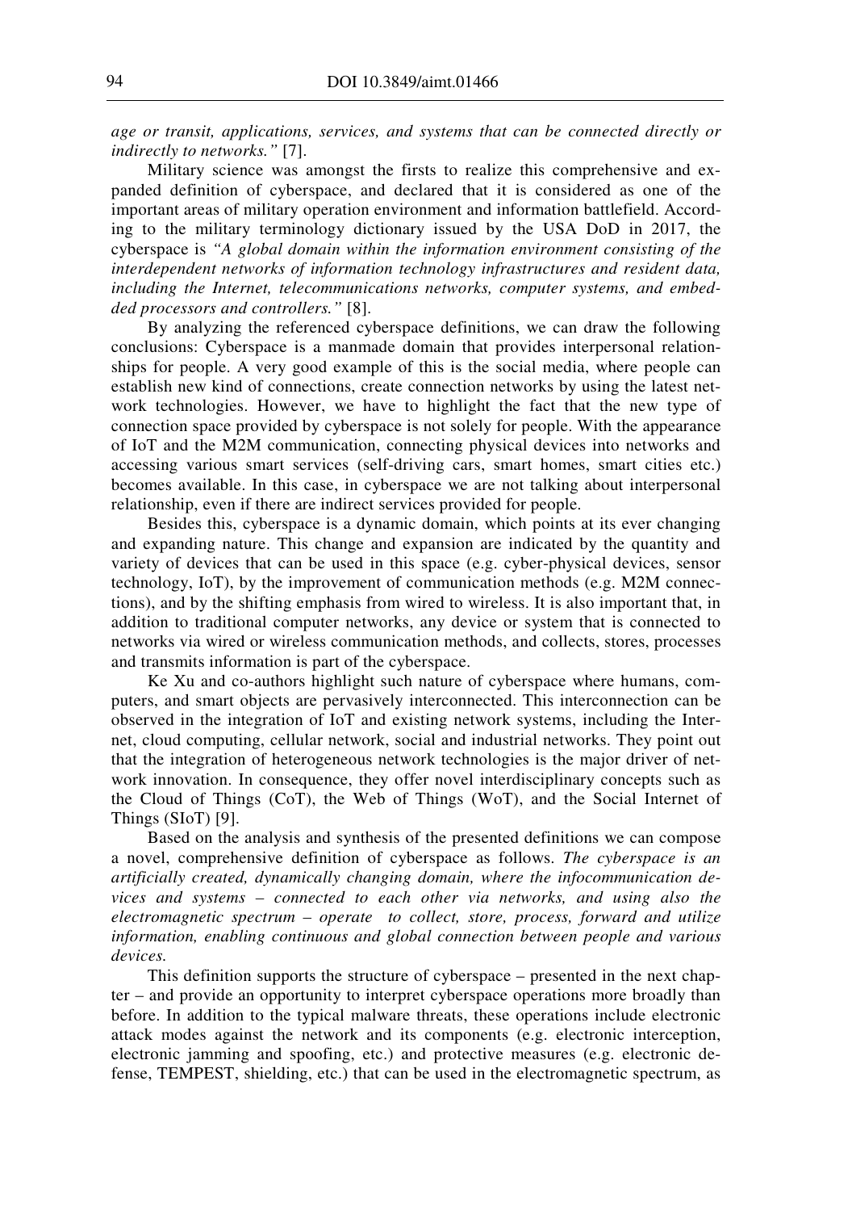*age or transit, applications, services, and systems that can be connected directly or indirectly to networks."* [7].

Military science was amongst the firsts to realize this comprehensive and expanded definition of cyberspace, and declared that it is considered as one of the important areas of military operation environment and information battlefield. According to the military terminology dictionary issued by the USA DoD in 2017, the cyberspace is *"A global domain within the information environment consisting of the interdependent networks of information technology infrastructures and resident data, including the Internet, telecommunications networks, computer systems, and embedded processors and controllers."* [8].

By analyzing the referenced cyberspace definitions, we can draw the following conclusions: Cyberspace is a manmade domain that provides interpersonal relationships for people. A very good example of this is the social media, where people can establish new kind of connections, create connection networks by using the latest network technologies. However, we have to highlight the fact that the new type of connection space provided by cyberspace is not solely for people. With the appearance of IoT and the M2M communication, connecting physical devices into networks and accessing various smart services (self-driving cars, smart homes, smart cities etc.) becomes available. In this case, in cyberspace we are not talking about interpersonal relationship, even if there are indirect services provided for people.

Besides this, cyberspace is a dynamic domain, which points at its ever changing and expanding nature. This change and expansion are indicated by the quantity and variety of devices that can be used in this space (e.g. cyber-physical devices, sensor technology, IoT), by the improvement of communication methods (e.g. M2M connections), and by the shifting emphasis from wired to wireless. It is also important that, in addition to traditional computer networks, any device or system that is connected to networks via wired or wireless communication methods, and collects, stores, processes and transmits information is part of the cyberspace.

Ke Xu and co-authors highlight such nature of cyberspace where humans, computers, and smart objects are pervasively interconnected. This interconnection can be observed in the integration of IoT and existing network systems, including the Internet, cloud computing, cellular network, social and industrial networks. They point out that the integration of heterogeneous network technologies is the major driver of network innovation. In consequence, they offer novel interdisciplinary concepts such as the Cloud of Things (CoT), the Web of Things (WoT), and the Social Internet of Things (SIoT) [9].

Based on the analysis and synthesis of the presented definitions we can compose a novel, comprehensive definition of cyberspace as follows. *The cyberspace is an artificially created, dynamically changing domain, where the infocommunication devices and systems – connected to each other via networks, and using also the electromagnetic spectrum – operate to collect, store, process, forward and utilize information, enabling continuous and global connection between people and various devices.*

This definition supports the structure of cyberspace – presented in the next chapter – and provide an opportunity to interpret cyberspace operations more broadly than before. In addition to the typical malware threats, these operations include electronic attack modes against the network and its components (e.g. electronic interception, electronic jamming and spoofing, etc.) and protective measures (e.g. electronic defense, TEMPEST, shielding, etc.) that can be used in the electromagnetic spectrum, as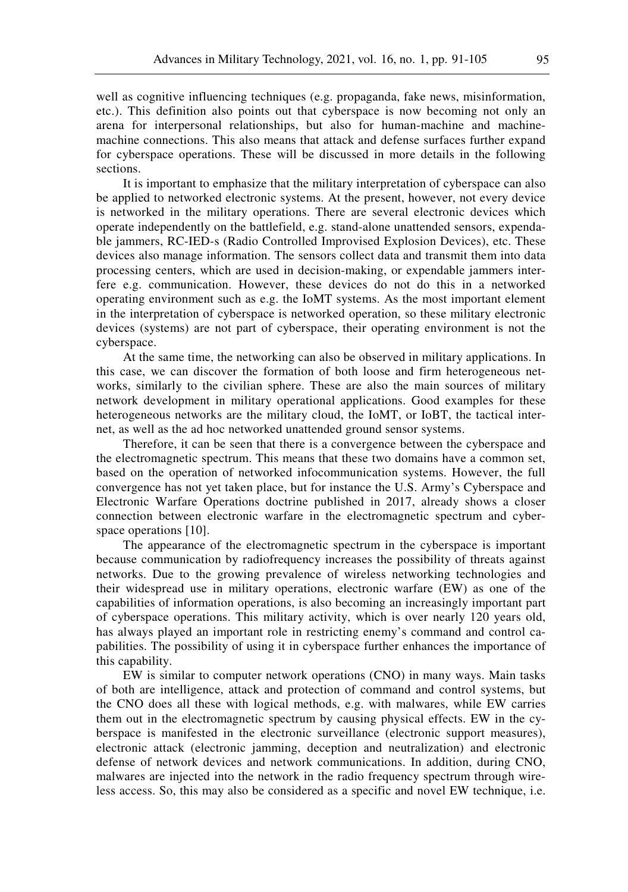well as cognitive influencing techniques (e.g. propaganda, fake news, misinformation, etc.). This definition also points out that cyberspace is now becoming not only an arena for interpersonal relationships, but also for human-machine and machine-machine connections. This also means that attack and defense surfaces further expand for cyberspace operations. These will be discussed in more details in the following sections.

It is important to emphasize that the military interpretation of cyberspace can also be applied to networked electronic systems. At the present, however, not every device is networked in the military operations. There are several electronic devices which operate independently on the battlefield, e.g. stand-alone unattended sensors, expendable jammers, RC-IED-s (Radio Controlled Improvised Explosion Devices), etc. These devices also manage information. The sensors collect data and transmit them into data processing centers, which are used in decision-making, or expendable jammers interfere e.g. communication. However, these devices do not do this in a networked operating environment such as e.g. the IoMT systems. As the most important element in the interpretation of cyberspace is networked operation, so these military electronic devices (systems) are not part of cyberspace, their operating environment is not the cyberspace.

At the same time, the networking can also be observed in military applications. In this case, we can discover the formation of both loose and firm heterogeneous networks, similarly to the civilian sphere. These are also the main sources of military network development in military operational applications. Good examples for these heterogeneous networks are the military cloud, the IoMT, or IoBT, the tactical internet, as well as the ad hoc networked unattended ground sensor systems.

Therefore, it can be seen that there is a convergence between the cyberspace and the electromagnetic spectrum. This means that these two domains have a common set, based on the operation of networked infocommunication systems. However, the full convergence has not yet taken place, but for instance the U.S. Army's Cyberspace and Electronic Warfare Operations doctrine published in 2017, already shows a closer connection between electronic warfare in the electromagnetic spectrum and cyberspace operations [10].

The appearance of the electromagnetic spectrum in the cyberspace is important because communication by radiofrequency increases the possibility of threats against networks. Due to the growing prevalence of wireless networking technologies and their widespread use in military operations, electronic warfare (EW) as one of the capabilities of information operations, is also becoming an increasingly important part of cyberspace operations. This military activity, which is over nearly 120 years old, has always played an important role in restricting enemy's command and control capabilities. The possibility of using it in cyberspace further enhances the importance of this capability.

EW is similar to computer network operations (CNO) in many ways. Main tasks of both are intelligence, attack and protection of command and control systems, but the CNO does all these with logical methods, e.g. with malwares, while EW carries them out in the electromagnetic spectrum by causing physical effects. EW in the cyberspace is manifested in the electronic surveillance (electronic support measures), electronic attack (electronic jamming, deception and neutralization) and electronic defense of network devices and network communications. In addition, during CNO, malwares are injected into the network in the radio frequency spectrum through wireless access. So, this may also be considered as a specific and novel EW technique, i.e.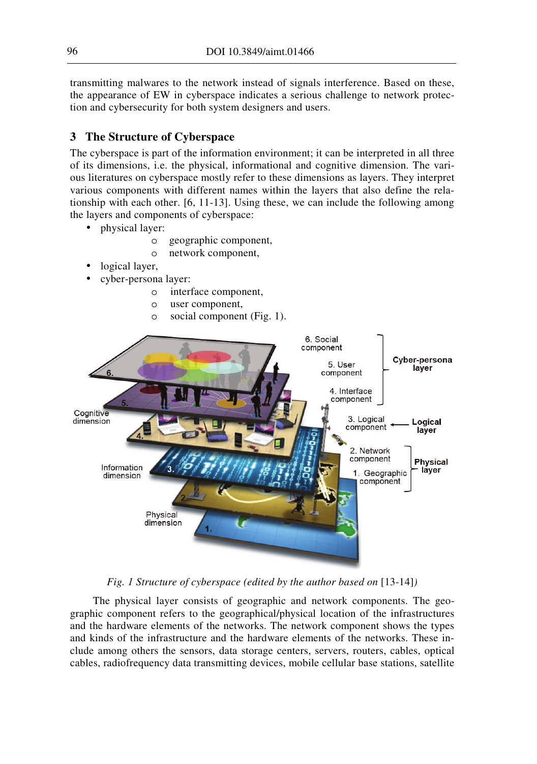transmitting malwares to the network instead of signals interference. Based on these, the appearance of EW in cyberspace indicates a serious challenge to network protection and cybersecurity for both system designers and users.

## 3 The Structure of Cyberspace

The cyberspace is part of the information environment; it can be interpreted in all three of its dimensions, i.e. the physical, informational and cognitive dimension. The various literatures on cyberspace mostly refer to these dimensions as layers. They interpret various components with different names within the layers that also define the relationship with each other. [6, 11-13]. Using these, we can include the following among the layers and components of cyberspace:

- physical layer:
  - geographic component,
  - network component,
- logical layer,
- cyber-persona layer:
  - interface component,
  - user component,
  - social component (Fig. 1).

*Fig. 1 Structure of cyberspace (edited by the author based on* [13-14]*)*

The physical layer consists of geographic and network components. The geographic component refers to the geographical/physical location of the infrastructures and the hardware elements of the networks. The network component shows the types and kinds of the infrastructure and the hardware elements of the networks. These include among others the sensors, data storage centers, servers, routers, cables, optical cables, radiofrequency data transmitting devices, mobile cellular base stations, satellite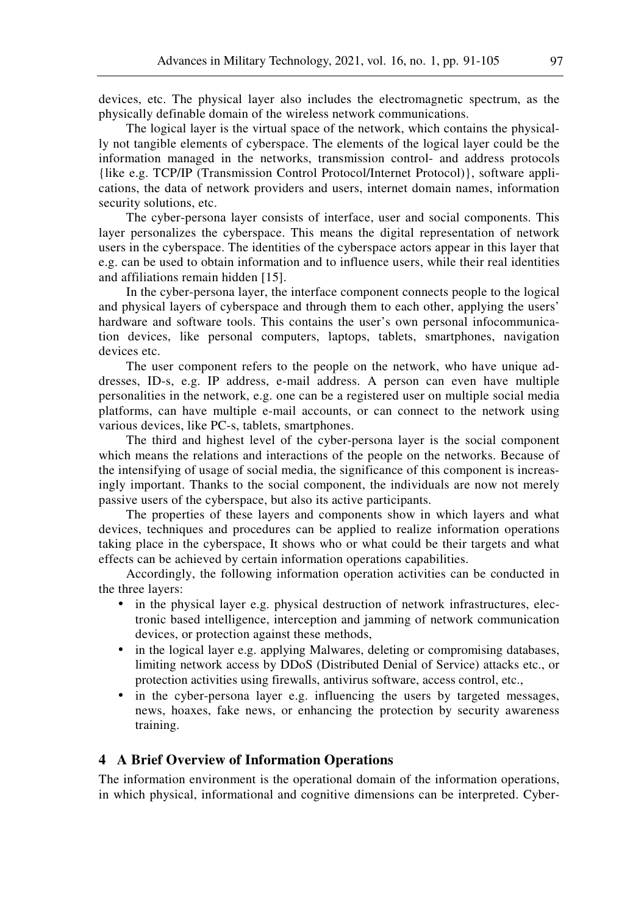devices, etc. The physical layer also includes the electromagnetic spectrum, as the physically definable domain of the wireless network communications.

The logical layer is the virtual space of the network, which contains the physically not tangible elements of cyberspace. The elements of the logical layer could be the information managed in the networks, transmission control- and address protocols {like e.g. TCP/IP (Transmission Control Protocol/Internet Protocol)}, software applications, the data of network providers and users, internet domain names, information security solutions, etc.

The cyber-persona layer consists of interface, user and social components. This layer personalizes the cyberspace. This means the digital representation of network users in the cyberspace. The identities of the cyberspace actors appear in this layer that e.g. can be used to obtain information and to influence users, while their real identities and affiliations remain hidden [15].

In the cyber-persona layer, the interface component connects people to the logical and physical layers of cyberspace and through them to each other, applying the users' hardware and software tools. This contains the user's own personal infocommunication devices, like personal computers, laptops, tablets, smartphones, navigation devices etc.

The user component refers to the people on the network, who have unique addresses, ID-s, e.g. IP address, e-mail address. A person can even have multiple personalities in the network, e.g. one can be a registered user on multiple social media platforms, can have multiple e-mail accounts, or can connect to the network using various devices, like PC-s, tablets, smartphones.

The third and highest level of the cyber-persona layer is the social component which means the relations and interactions of the people on the networks. Because of the intensifying of usage of social media, the significance of this component is increasingly important. Thanks to the social component, the individuals are now not merely passive users of the cyberspace, but also its active participants.

The properties of these layers and components show in which layers and what devices, techniques and procedures can be applied to realize information operations taking place in the cyberspace, It shows who or what could be their targets and what effects can be achieved by certain information operations capabilities.

Accordingly, the following information operation activities can be conducted in the three layers:

- in the physical layer e.g. physical destruction of network infrastructures, electronic based intelligence, interception and jamming of network communication devices, or protection against these methods,
- in the logical layer e.g. applying Malwares, deleting or compromising databases, limiting network access by DDoS (Distributed Denial of Service) attacks etc., or protection activities using firewalls, antivirus software, access control, etc.,
- in the cyber-persona layer e.g. influencing the users by targeted messages, news, hoaxes, fake news, or enhancing the protection by security awareness training.

## 4 A Brief Overview of Information Operations

The information environment is the operational domain of the information operations, in which physical, informational and cognitive dimensions can be interpreted. Cyber-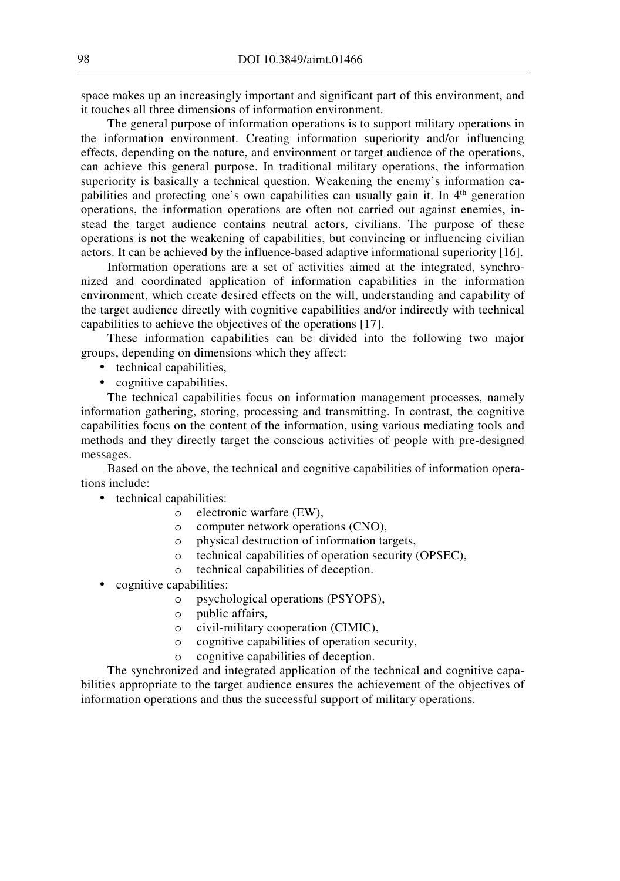space makes up an increasingly important and significant part of this environment, and it touches all three dimensions of information environment.

The general purpose of information operations is to support military operations in the information environment. Creating information superiority and/or influencing effects, depending on the nature, and environment or target audience of the operations, can achieve this general purpose. In traditional military operations, the information superiority is basically a technical question. Weakening the enemy's information capabilities and protecting one's own capabilities can usually gain it. In 4th generation operations, the information operations are often not carried out against enemies, instead the target audience contains neutral actors, civilians. The purpose of these operations is not the weakening of capabilities, but convincing or influencing civilian actors. It can be achieved by the influence-based adaptive informational superiority [16].

Information operations are a set of activities aimed at the integrated, synchronized and coordinated application of information capabilities in the information environment, which create desired effects on the will, understanding and capability of the target audience directly with cognitive capabilities and/or indirectly with technical capabilities to achieve the objectives of the operations [17].

These information capabilities can be divided into the following two major groups, depending on dimensions which they affect:

- technical capabilities,
- cognitive capabilities.

The technical capabilities focus on information management processes, namely information gathering, storing, processing and transmitting. In contrast, the cognitive capabilities focus on the content of the information, using various mediating tools and methods and they directly target the conscious activities of people with pre-designed messages.

Based on the above, the technical and cognitive capabilities of information operations include:

- technical capabilities:
  - electronic warfare (EW),
  - computer network operations (CNO),
  - physical destruction of information targets,
  - technical capabilities of operation security (OPSEC),
  - technical capabilities of deception.
- cognitive capabilities:
  - psychological operations (PSYOPS),
  - public affairs,
  - civil-military cooperation (CIMIC),
  - cognitive capabilities of operation security,
  - cognitive capabilities of deception.

The synchronized and integrated application of the technical and cognitive capabilities appropriate to the target audience ensures the achievement of the objectives of information operations and thus the successful support of military operations.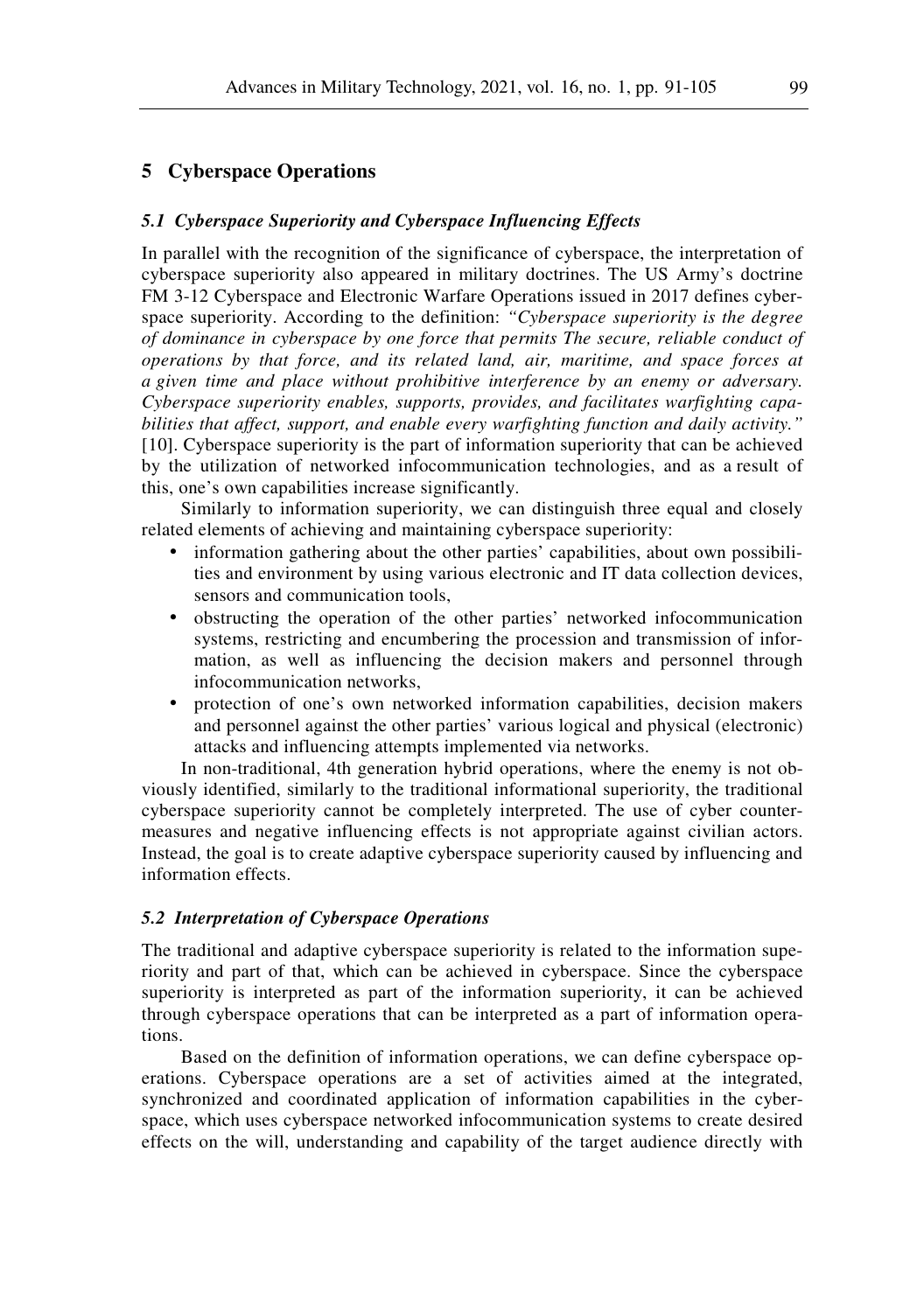## 5 Cyberspace Operations

### *5.1 Cyberspace Superiority and Cyberspace Influencing Effects*

In parallel with the recognition of the significance of cyberspace, the interpretation of cyberspace superiority also appeared in military doctrines. The US Army's doctrine FM 3-12 Cyberspace and Electronic Warfare Operations issued in 2017 defines cyberspace superiority. According to the definition: *"Cyberspace superiority is the degree of dominance in cyberspace by one force that permits The secure, reliable conduct of operations by that force, and its related land, air, maritime, and space forces at a given time and place without prohibitive interference by an enemy or adversary. Cyberspace superiority enables, supports, provides, and facilitates warfighting capabilities that affect, support, and enable every warfighting function and daily activity."* [10]. Cyberspace superiority is the part of information superiority that can be achieved by the utilization of networked infocommunication technologies, and as a result of this, one's own capabilities increase significantly.

Similarly to information superiority, we can distinguish three equal and closely related elements of achieving and maintaining cyberspace superiority:

- information gathering about the other parties' capabilities, about own possibilities and environment by using various electronic and IT data collection devices, sensors and communication tools,
- obstructing the operation of the other parties' networked infocommunication systems, restricting and encumbering the procession and transmission of information, as well as influencing the decision makers and personnel through infocommunication networks,
- protection of one's own networked information capabilities, decision makers and personnel against the other parties' various logical and physical (electronic) attacks and influencing attempts implemented via networks.

In non-traditional, 4th generation hybrid operations, where the enemy is not obviously identified, similarly to the traditional informational superiority, the traditional cyberspace superiority cannot be completely interpreted. The use of cyber countermeasures and negative influencing effects is not appropriate against civilian actors. Instead, the goal is to create adaptive cyberspace superiority caused by influencing and information effects.

### *5.2 Interpretation of Cyberspace Operations*

The traditional and adaptive cyberspace superiority is related to the information superiority and part of that, which can be achieved in cyberspace. Since the cyberspace superiority is interpreted as part of the information superiority, it can be achieved through cyberspace operations that can be interpreted as a part of information operations.

Based on the definition of information operations, we can define cyberspace operations. Cyberspace operations are a set of activities aimed at the integrated, synchronized and coordinated application of information capabilities in the cyberspace, which uses cyberspace networked infocommunication systems to create desired effects on the will, understanding and capability of the target audience directly with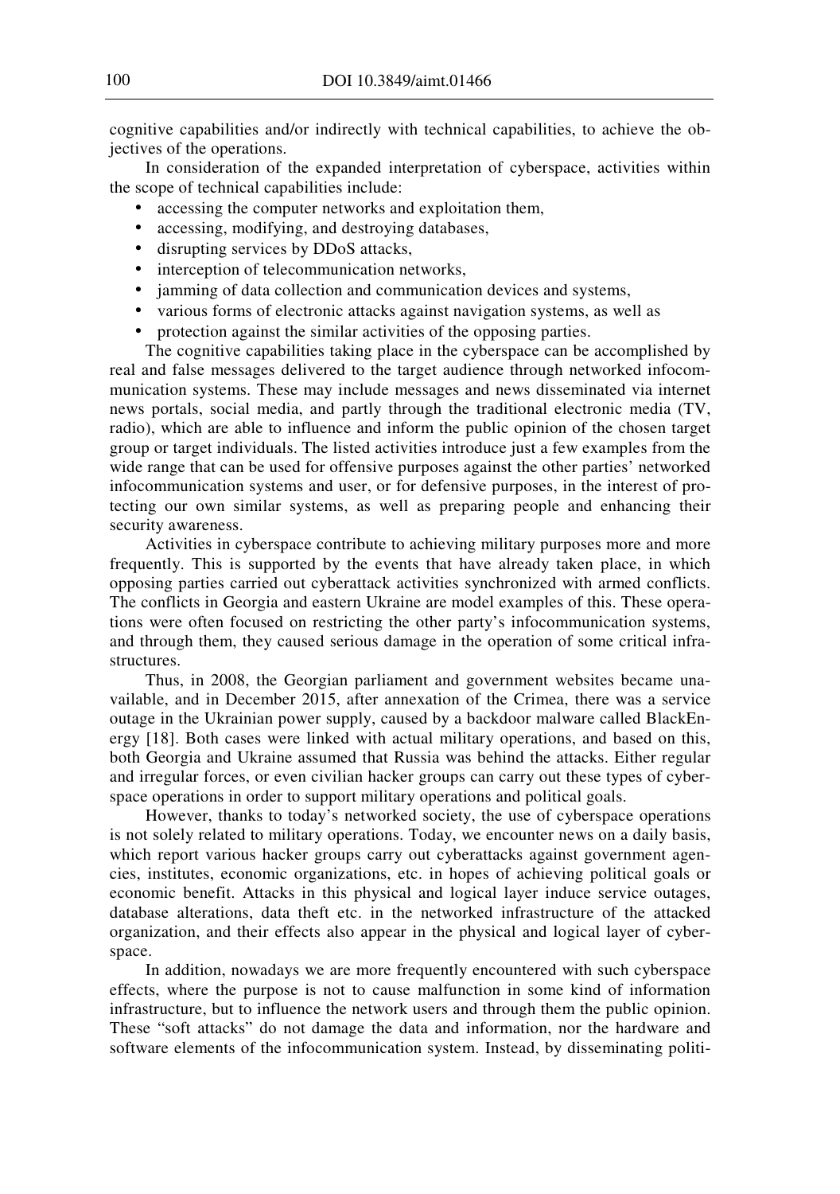cognitive capabilities and/or indirectly with technical capabilities, to achieve the objectives of the operations.

In consideration of the expanded interpretation of cyberspace, activities within the scope of technical capabilities include:

- accessing the computer networks and exploitation them,
- accessing, modifying, and destroying databases,
- disrupting services by DDoS attacks,
- interception of telecommunication networks,
- jamming of data collection and communication devices and systems,
- various forms of electronic attacks against navigation systems, as well as
- protection against the similar activities of the opposing parties.

The cognitive capabilities taking place in the cyberspace can be accomplished by real and false messages delivered to the target audience through networked infocommunication systems. These may include messages and news disseminated via internet news portals, social media, and partly through the traditional electronic media (TV, radio), which are able to influence and inform the public opinion of the chosen target group or target individuals. The listed activities introduce just a few examples from the wide range that can be used for offensive purposes against the other parties' networked infocommunication systems and user, or for defensive purposes, in the interest of protecting our own similar systems, as well as preparing people and enhancing their security awareness.

Activities in cyberspace contribute to achieving military purposes more and more frequently. This is supported by the events that have already taken place, in which opposing parties carried out cyberattack activities synchronized with armed conflicts. The conflicts in Georgia and eastern Ukraine are model examples of this. These operations were often focused on restricting the other party's infocommunication systems, and through them, they caused serious damage in the operation of some critical infrastructures.

Thus, in 2008, the Georgian parliament and government websites became unavailable, and in December 2015, after annexation of the Crimea, there was a service outage in the Ukrainian power supply, caused by a backdoor malware called BlackEnergy [18]. Both cases were linked with actual military operations, and based on this, both Georgia and Ukraine assumed that Russia was behind the attacks. Either regular and irregular forces, or even civilian hacker groups can carry out these types of cyberspace operations in order to support military operations and political goals.

However, thanks to today's networked society, the use of cyberspace operations is not solely related to military operations. Today, we encounter news on a daily basis, which report various hacker groups carry out cyberattacks against government agencies, institutes, economic organizations, etc. in hopes of achieving political goals or economic benefit. Attacks in this physical and logical layer induce service outages, database alterations, data theft etc. in the networked infrastructure of the attacked organization, and their effects also appear in the physical and logical layer of cyberspace.

In addition, nowadays we are more frequently encountered with such cyberspace effects, where the purpose is not to cause malfunction in some kind of information infrastructure, but to influence the network users and through them the public opinion. These "soft attacks" do not damage the data and information, nor the hardware and software elements of the infocommunication system. Instead, by disseminating politi-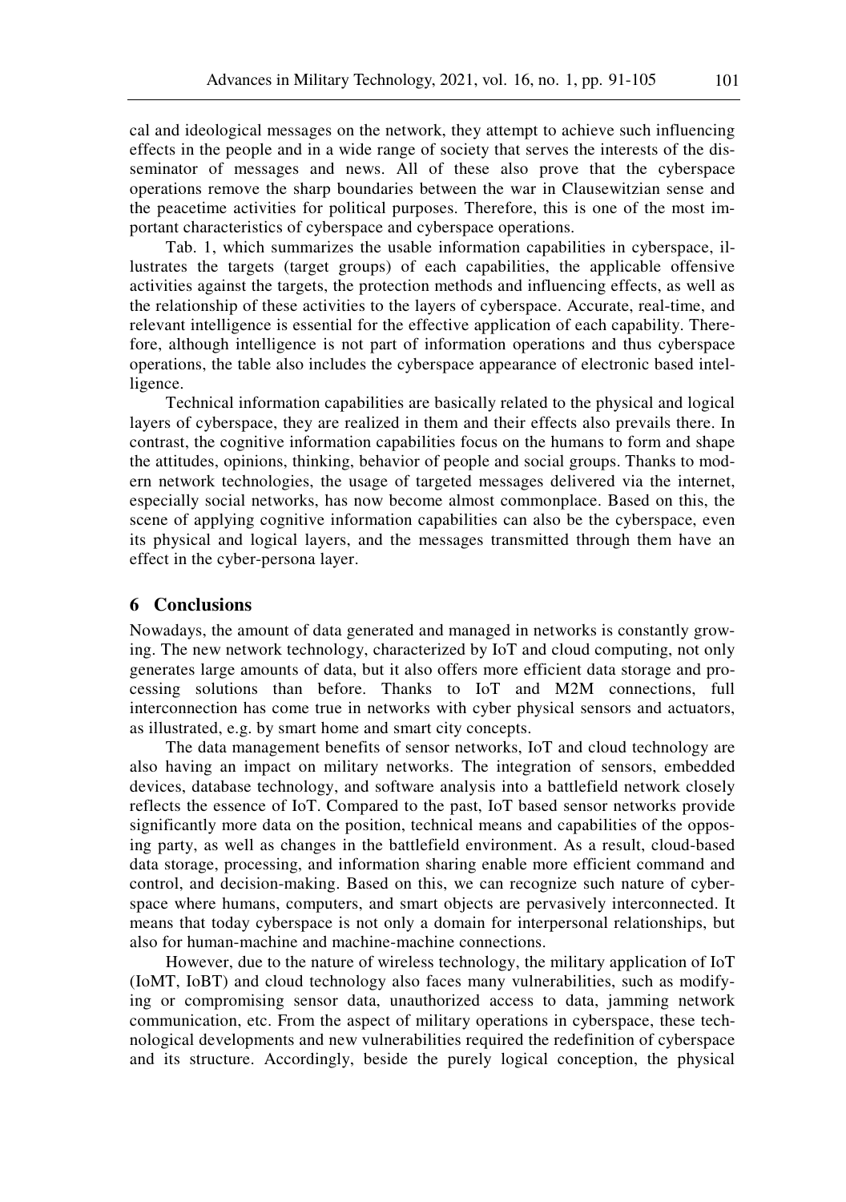cal and ideological messages on the network, they attempt to achieve such influencing effects in the people and in a wide range of society that serves the interests of the disseminator of messages and news. All of these also prove that the cyberspace operations remove the sharp boundaries between the war in Clausewitzian sense and the peacetime activities for political purposes. Therefore, this is one of the most important characteristics of cyberspace and cyberspace operations.

Tab. 1, which summarizes the usable information capabilities in cyberspace, illustrates the targets (target groups) of each capabilities, the applicable offensive activities against the targets, the protection methods and influencing effects, as well as the relationship of these activities to the layers of cyberspace. Accurate, real-time, and relevant intelligence is essential for the effective application of each capability. Therefore, although intelligence is not part of information operations and thus cyberspace operations, the table also includes the cyberspace appearance of electronic based intelligence.

Technical information capabilities are basically related to the physical and logical layers of cyberspace, they are realized in them and their effects also prevails there. In contrast, the cognitive information capabilities focus on the humans to form and shape the attitudes, opinions, thinking, behavior of people and social groups. Thanks to modern network technologies, the usage of targeted messages delivered via the internet, especially social networks, has now become almost commonplace. Based on this, the scene of applying cognitive information capabilities can also be the cyberspace, even its physical and logical layers, and the messages transmitted through them have an effect in the cyber-persona layer.

## 6 Conclusions

Nowadays, the amount of data generated and managed in networks is constantly growing. The new network technology, characterized by IoT and cloud computing, not only generates large amounts of data, but it also offers more efficient data storage and processing solutions than before. Thanks to IoT and M2M connections, full interconnection has come true in networks with cyber physical sensors and actuators, as illustrated, e.g. by smart home and smart city concepts.

The data management benefits of sensor networks, IoT and cloud technology are also having an impact on military networks. The integration of sensors, embedded devices, database technology, and software analysis into a battlefield network closely reflects the essence of IoT. Compared to the past, IoT based sensor networks provide significantly more data on the position, technical means and capabilities of the opposing party, as well as changes in the battlefield environment. As a result, cloud-based data storage, processing, and information sharing enable more efficient command and control, and decision-making. Based on this, we can recognize such nature of cyberspace where humans, computers, and smart objects are pervasively interconnected. It means that today cyberspace is not only a domain for interpersonal relationships, but also for human-machine and machine-machine connections.

However, due to the nature of wireless technology, the military application of IoT (IoMT, IoBT) and cloud technology also faces many vulnerabilities, such as modifying or compromising sensor data, unauthorized access to data, jamming network communication, etc. From the aspect of military operations in cyberspace, these technological developments and new vulnerabilities required the redefinition of cyberspace and its structure. Accordingly, beside the purely logical conception, the physical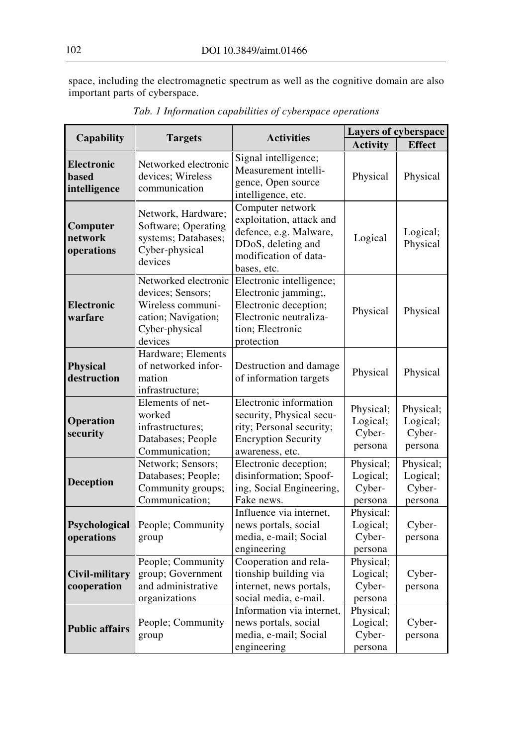space, including the electromagnetic spectrum as well as the cognitive domain are also important parts of cyberspace.

*Tab. 1 Information capabilities of cyberspace operations*

| Capability | Targets | Activities | Layers of cyberspace | |
|---|---|---|---|---|
| | | | Activity | Effect |
| **Electronic based intelligence** | Networked electronic devices; Wireless communication | Signal intelligence; Measurement intelligence, Open source intelligence, etc. | Physical | Physical |
| **Computer network operations** | Network, Hardware; Software; Operating systems; Databases; Cyber-physical devices | Computer network exploitation, attack and defence, e.g. Malware, DDoS, deleting and modification of databases, etc. | Logical | Logical; Physical |
| **Electronic warfare** | Networked electronic devices; Sensors; Wireless communication; Navigation; Cyber-physical devices | Electronic intelligence; Electronic jamming;, Electronic deception; Electronic neutralization; Electronic protection | Physical | Physical |
| **Physical destruction** | Hardware; Elements of networked information infrastructure; | Destruction and damage of information targets | Physical | Physical |
| **Operation security** | Elements of networked infrastructures; Databases; People Communication; | Electronic information security, Physical security; Personal security; Encryption Security awareness, etc. | Physical; Logical; Cyber-persona | Physical; Logical; Cyber-persona |
| **Deception** | Network; Sensors; Databases; People; Community groups; Communication; | Electronic deception; disinformation; Spoofing, Social Engineering, Fake news. | Physical; Logical; Cyber-persona | Physical; Logical; Cyber-persona |
| **Psychological operations** | People; Community group | Influence via internet, news portals, social media, e-mail; Social engineering | Physical; Logical; Cyber-persona | Cyber-persona |
| **Civil-military cooperation** | People; Community group; Government and administrative organizations | Cooperation and relationship building via internet, news portals, social media, e-mail. | Physical; Logical; Cyber-persona | Cyber-persona |
| **Public affairs** | People; Community group | Information via internet, news portals, social media, e-mail; Social engineering | Physical; Logical; Cyber-persona | Cyber-persona |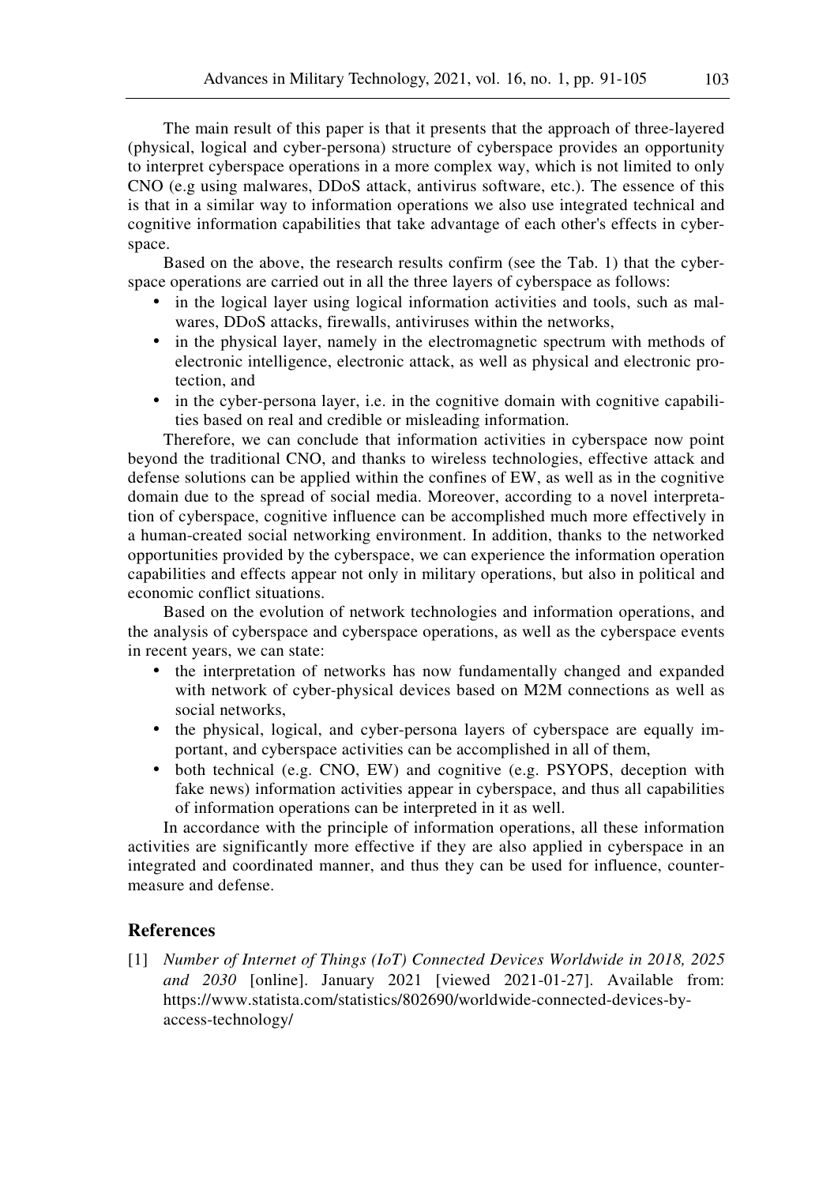The main result of this paper is that it presents that the approach of three-layered (physical, logical and cyber-persona) structure of cyberspace provides an opportunity to interpret cyberspace operations in a more complex way, which is not limited to only CNO (e.g using malwares, DDoS attack, antivirus software, etc.). The essence of this is that in a similar way to information operations we also use integrated technical and cognitive information capabilities that take advantage of each other's effects in cyberspace.

Based on the above, the research results confirm (see the Tab. 1) that the cyberspace operations are carried out in all the three layers of cyberspace as follows:

- in the logical layer using logical information activities and tools, such as malwares, DDoS attacks, firewalls, antiviruses within the networks,
- in the physical layer, namely in the electromagnetic spectrum with methods of electronic intelligence, electronic attack, as well as physical and electronic protection, and
- in the cyber-persona layer, i.e. in the cognitive domain with cognitive capabilities based on real and credible or misleading information.

Therefore, we can conclude that information activities in cyberspace now point beyond the traditional CNO, and thanks to wireless technologies, effective attack and defense solutions can be applied within the confines of EW, as well as in the cognitive domain due to the spread of social media. Moreover, according to a novel interpretation of cyberspace, cognitive influence can be accomplished much more effectively in a human-created social networking environment. In addition, thanks to the networked opportunities provided by the cyberspace, we can experience the information operation capabilities and effects appear not only in military operations, but also in political and economic conflict situations.

Based on the evolution of network technologies and information operations, and the analysis of cyberspace and cyberspace operations, as well as the cyberspace events in recent years, we can state:

- the interpretation of networks has now fundamentally changed and expanded with network of cyber-physical devices based on M2M connections as well as social networks,
- the physical, logical, and cyber-persona layers of cyberspace are equally important, and cyberspace activities can be accomplished in all of them,
- both technical (e.g. CNO, EW) and cognitive (e.g. PSYOPS, deception with fake news) information activities appear in cyberspace, and thus all capabilities of information operations can be interpreted in it as well.

In accordance with the principle of information operations, all these information activities are significantly more effective if they are also applied in cyberspace in an integrated and coordinated manner, and thus they can be used for influence, countermeasure and defense.

## References

[1] *Number of Internet of Things (IoT) Connected Devices Worldwide in 2018, 2025 and 2030* [online]. January 2021 [viewed 2021-01-27]. Available from: https://www.statista.com/statistics/802690/worldwide-connected-devices-by-access-technology/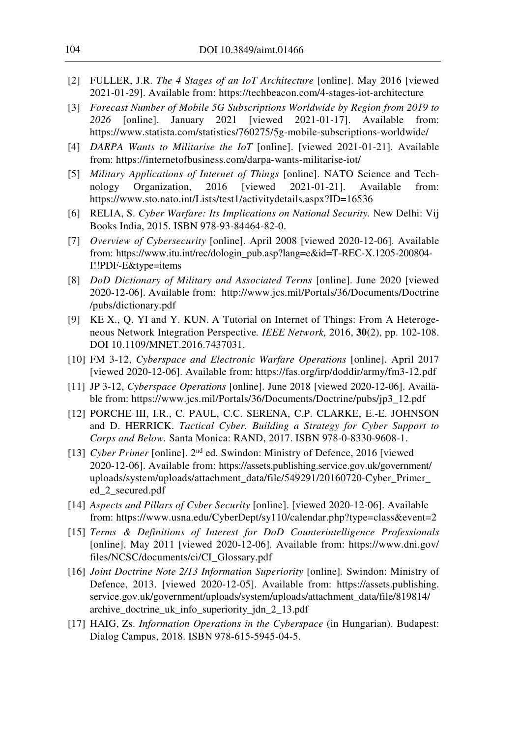[2] FULLER, J.R. *The 4 Stages of an IoT Architecture* [online]. May 2016 [viewed 2021-01-29]. Available from: https://techbeacon.com/4-stages-iot-architecture

[3] *Forecast Number of Mobile 5G Subscriptions Worldwide by Region from 2019 to 2026* [online]. January 2021 [viewed 2021-01-17]. Available from: https://www.statista.com/statistics/760275/5g-mobile-subscriptions-worldwide/

[4] *DARPA Wants to Militarise the IoT* [online]. [viewed 2021-01-21]. Available from: https://internetofbusiness.com/darpa-wants-militarise-iot/

[5] *Military Applications of Internet of Things* [online]. NATO Science and Technology Organization, 2016 [viewed 2021-01-21]. Available from: https://www.sto.nato.int/Lists/test1/activitydetails.aspx?ID=16536

[6] RELIA, S. *Cyber Warfare: Its Implications on National Security.* New Delhi: Vij Books India, 2015. ISBN 978-93-84464-82-0.

[7] *Overview of Cybersecurity* [online]. April 2008 [viewed 2020-12-06]. Available from: https://www.itu.int/rec/dologin_pub.asp?lang=e&id=T-REC-X.1205-200804-I!!PDF-E&type=items

[8] *DoD Dictionary of Military and Associated Terms* [online]. June 2020 [viewed 2020-12-06]. Available from: http://www.jcs.mil/Portals/36/Documents/Doctrine/pubs/dictionary.pdf

[9] KE X., Q. YI and Y. KUN. A Tutorial on Internet of Things: From A Heterogeneous Network Integration Perspective*. IEEE Network,* 2016, **30**(2), pp. 102-108. DOI 10.1109/MNET.2016.7437031.

[10] FM 3-12, *Cyberspace and Electronic Warfare Operations* [online]. April 2017 [viewed 2020-12-06]. Available from: https://fas.org/irp/doddir/army/fm3-12.pdf

[11] JP 3-12, *Cyberspace Operations* [online]. June 2018 [viewed 2020-12-06]. Available from: https://www.jcs.mil/Portals/36/Documents/Doctrine/pubs/jp3_12.pdf

[12] PORCHE III, I.R., C. PAUL, C.C. SERENA, C.P. CLARKE, E.-E. JOHNSON and D. HERRICK. *Tactical Cyber. Building a Strategy for Cyber Support to Corps and Below.* Santa Monica: RAND, 2017. ISBN 978-0-8330-9608-1.

[13] *Cyber Primer* [online]. 2nd ed. Swindon: Ministry of Defence, 2016 [viewed 2020-12-06]. Available from: https://assets.publishing.service.gov.uk/government/uploads/system/uploads/attachment_data/file/549291/20160720-Cyber_Primer_ed_2_secured.pdf

[14] *Aspects and Pillars of Cyber Security* [online]. [viewed 2020-12-06]. Available from: https://www.usna.edu/CyberDept/sy110/calendar.php?type=class&event=2

[15] *Terms & Definitions of Interest for DoD Counterintelligence Professionals* [online]. May 2011 [viewed 2020-12-06]. Available from: https://www.dni.gov/files/NCSC/documents/ci/CI_Glossary.pdf

[16] *Joint Doctrine Note 2/13 Information Superiority* [online]. Swindon: Ministry of Defence, 2013. [viewed 2020-12-05]. Available from: https://assets.publishing.service.gov.uk/government/uploads/system/uploads/attachment_data/file/819814/archive_doctrine_uk_info_superiority_jdn_2_13.pdf

[17] HAIG, Zs. *Information Operations in the Cyberspace* (in Hungarian). Budapest: Dialog Campus, 2018. ISBN 978-615-5945-04-5.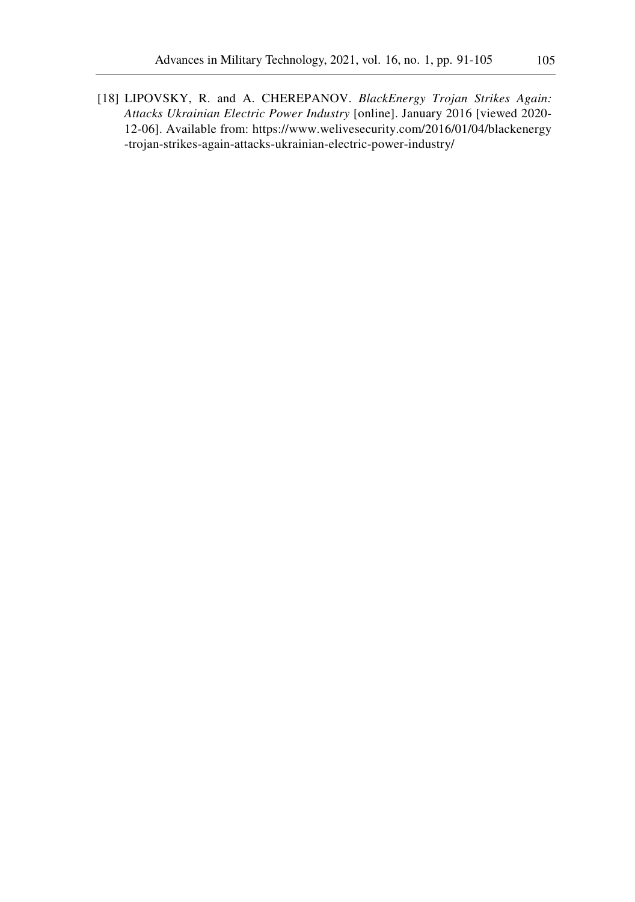[18] LIPOVSKY, R. and A. CHEREPANOV. *BlackEnergy Trojan Strikes Again: Attacks Ukrainian Electric Power Industry* [online]. January 2016 [viewed 2020-12-06]. Available from: https://www.welivesecurity.com/2016/01/04/blackenergy-trojan-strikes-again-attacks-ukrainian-electric-power-industry/